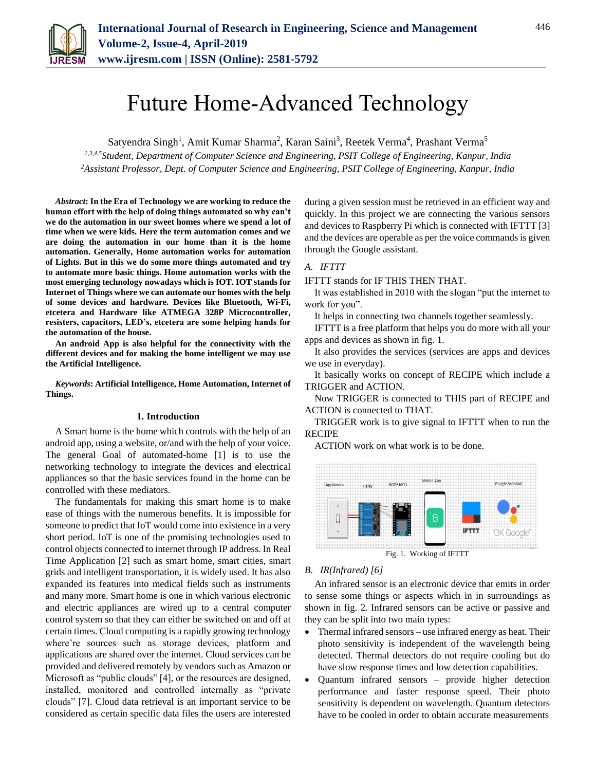# Future Home-Advanced Technology

Satyendra Singh[1], Amit Kumar Sharma[2], Karan Saini[3], Reetek Verma[4], Prashant Verma[5]

[1,3,4,5]*Student, Department of Computer Science and Engineering, PSIT College of Engineering, Kanpur, India*
[2]*Assistant Professor, Dept. of Computer Science and Engineering, PSIT College of Engineering, Kanpur, India*

***Abstract*: In the Era of Technology we are working to reduce the human effort with the help of doing things automated so why can't we do the automation in our sweet homes where we spend a lot of time when we were kids. Here the term automation comes and we are doing the automation in our home than it is the home automation. Generally, Home automation works for automation of Lights. But in this we do some more things automated and try to automate more basic things. Home automation works with the most emerging technology nowadays which is IOT. IOT stands for Internet of Things where we can automate our homes with the help of some devices and hardware. Devices like Bluetooth, Wi-Fi, etcetera and Hardware like ATMEGA 328P Microcontroller, resisters, capacitors, LED's, etcetera are some helping hands for the automation of the house.**

**An android App is also helpful for the connectivity with the different devices and for making the home intelligent we may use the Artificial Intelligence.**

***Keywords*: Artificial Intelligence, Home Automation, Internet of Things.**

## 1. Introduction

A Smart home is the home which controls with the help of an android app, using a website, or/and with the help of your voice. The general Goal of automated-home [1] is to use the networking technology to integrate the devices and electrical appliances so that the basic services found in the home can be controlled with these mediators.

The fundamentals for making this smart home is to make ease of things with the numerous benefits. It is impossible for someone to predict that IoT would come into existence in a very short period. IoT is one of the promising technologies used to control objects connected to internet through IP address. In Real Time Application [2] such as smart home, smart cities, smart grids and intelligent transportation, it is widely used. It has also expanded its features into medical fields such as instruments and many more. Smart home is one in which various electronic and electric appliances are wired up to a central computer control system so that they can either be switched on and off at certain times. Cloud computing is a rapidly growing technology where're sources such as storage devices, platform and applications are shared over the internet. Cloud services can be provided and delivered remotely by vendors such as Amazon or Microsoft as "public clouds" [4], or the resources are designed, installed, monitored and controlled internally as "private clouds" [7]. Cloud data retrieval is an important service to be considered as certain specific data files the users are interested during a given session must be retrieved in an efficient way and quickly. In this project we are connecting the various sensors and devices to Raspberry Pi which is connected with IFTTT [3] and the devices are operable as per the voice commands is given through the Google assistant.

### *A. IFTTT*

IFTTT stands for IF THIS THEN THAT.

It was established in 2010 with the slogan "put the internet to work for you".

It helps in connecting two channels together seamlessly.

IFTTT is a free platform that helps you do more with all your apps and devices as shown in fig. 1.

It also provides the services (services are apps and devices we use in everyday).

It basically works on concept of RECIPE which include a TRIGGER and ACTION.

Now TRIGGER is connected to THIS part of RECIPE and ACTION is connected to THAT.

TRIGGER work is to give signal to IFTTT when to run the RECIPE

ACTION work on what work is to be done.

Fig. 1. Working of IFTTT

### *B. IR(Infrared) [6]*

An infrared sensor is an electronic device that emits in order to sense some things or aspects which in in surroundings as shown in fig. 2. Infrared sensors can be active or passive and they can be split into two main types:

- Thermal infrared sensors – use infrared energy as heat. Their photo sensitivity is independent of the wavelength being detected. Thermal detectors do not require cooling but do have slow response times and low detection capabilities.
- Quantum infrared sensors – provide higher detection performance and faster response speed. Their photo sensitivity is dependent on wavelength. Quantum detectors have to be cooled in order to obtain accurate measurements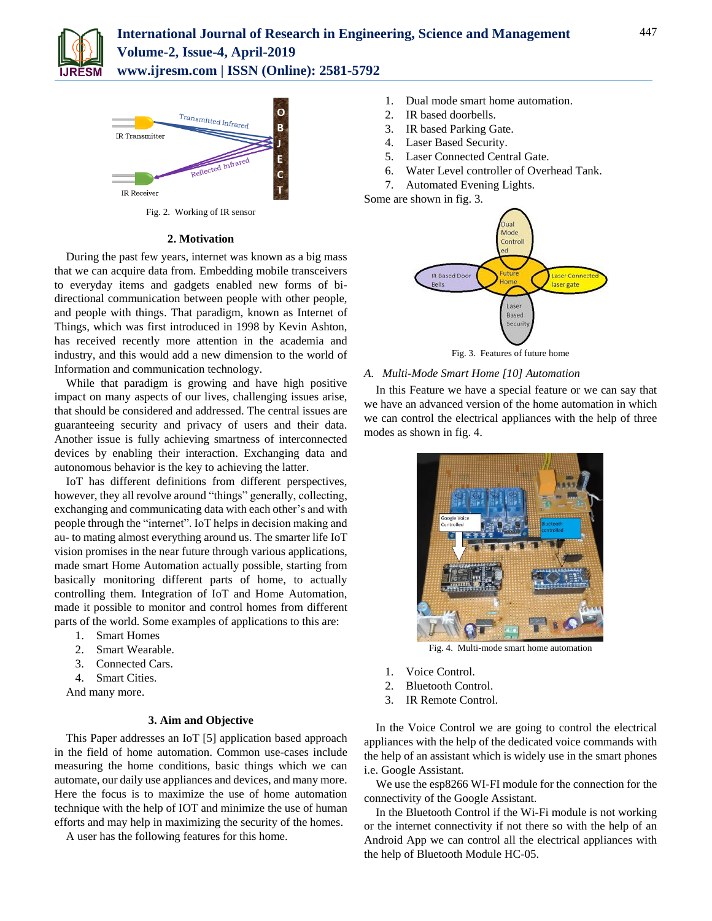Fig. 2. Working of IR sensor

## 2. Motivation

During the past few years, internet was known as a big mass that we can acquire data from. Embedding mobile transceivers to everyday items and gadgets enabled new forms of bi-directional communication between people with other people, and people with things. That paradigm, known as Internet of Things, which was first introduced in 1998 by Kevin Ashton, has received recently more attention in the academia and industry, and this would add a new dimension to the world of Information and communication technology.

While that paradigm is growing and have high positive impact on many aspects of our lives, challenging issues arise, that should be considered and addressed. The central issues are guaranteeing security and privacy of users and their data. Another issue is fully achieving smartness of interconnected devices by enabling their interaction. Exchanging data and autonomous behavior is the key to achieving the latter.

IoT has different definitions from different perspectives, however, they all revolve around "things" generally, collecting, exchanging and communicating data with each other's and with people through the "internet". IoT helps in decision making and au- to mating almost everything around us. The smarter life IoT vision promises in the near future through various applications, made smart Home Automation actually possible, starting from basically monitoring different parts of home, to actually controlling them. Integration of IoT and Home Automation, made it possible to monitor and control homes from different parts of the world. Some examples of applications to this are:

1. Smart Homes
2. Smart Wearable.
3. Connected Cars.
4. Smart Cities.

And many more.

## 3. Aim and Objective

This Paper addresses an IoT [5] application based approach in the field of home automation. Common use-cases include measuring the home conditions, basic things which we can automate, our daily use appliances and devices, and many more. Here the focus is to maximize the use of home automation technique with the help of IOT and minimize the use of human efforts and may help in maximizing the security of the homes.

A user has the following features for this home.

1. Dual mode smart home automation.
2. IR based doorbells.
3. IR based Parking Gate.
4. Laser Based Security.
5. Laser Connected Central Gate.
6. Water Level controller of Overhead Tank.
7. Automated Evening Lights.

Some are shown in fig. 3.

Fig. 3. Features of future home

### A. *Multi-Mode Smart Home [10] Automation*

In this Feature we have a special feature or we can say that we have an advanced version of the home automation in which we can control the electrical appliances with the help of three modes as shown in fig. 4.

Fig. 4. Multi-mode smart home automation

1. Voice Control.
2. Bluetooth Control.
3. IR Remote Control.

In the Voice Control we are going to control the electrical appliances with the help of the dedicated voice commands with the help of an assistant which is widely use in the smart phones i.e. Google Assistant.

We use the esp8266 WI-FI module for the connection for the connectivity of the Google Assistant.

In the Bluetooth Control if the Wi-Fi module is not working or the internet connectivity if not there so with the help of an Android App we can control all the electrical appliances with the help of Bluetooth Module HC-05.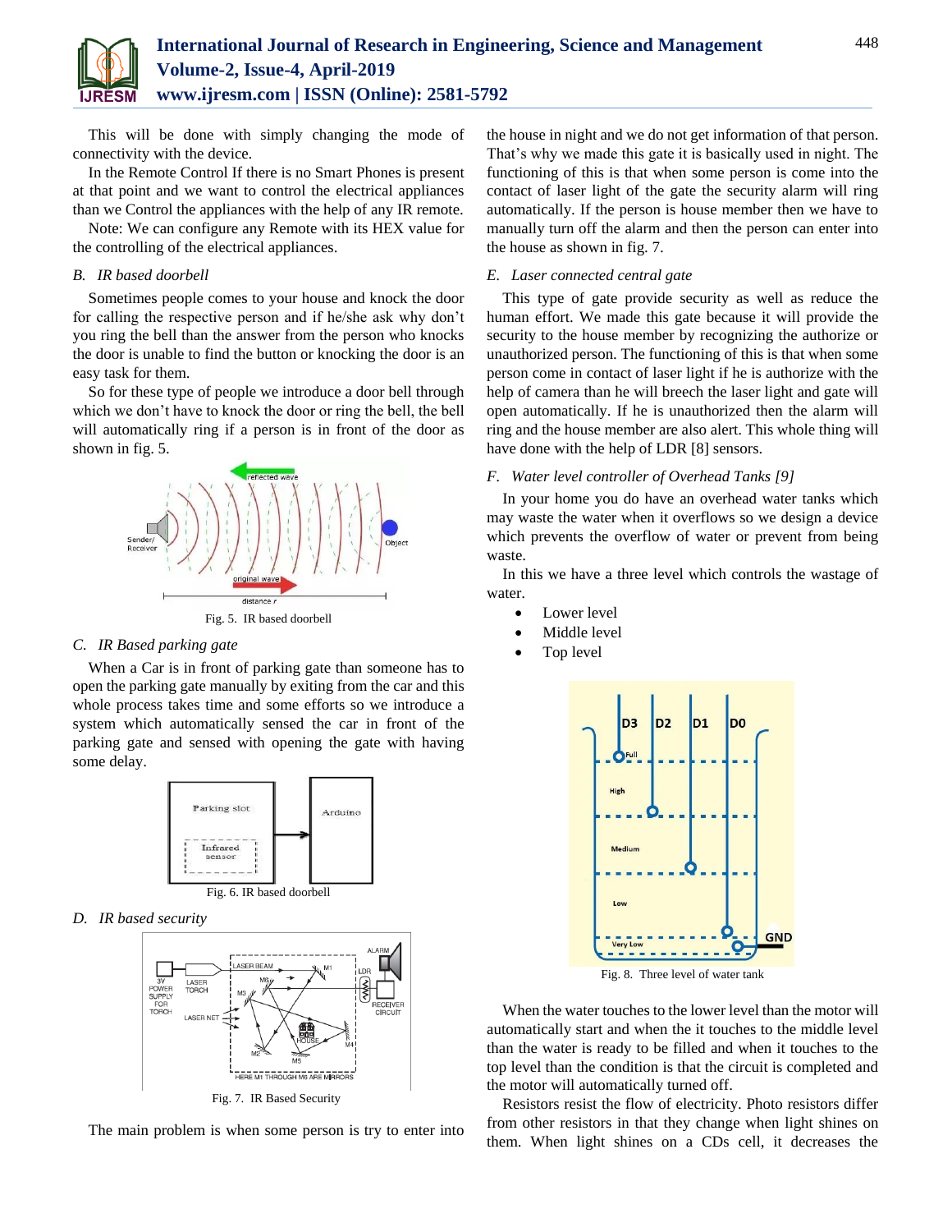This will be done with simply changing the mode of connectivity with the device.

In the Remote Control If there is no Smart Phones is present at that point and we want to control the electrical appliances than we Control the appliances with the help of any IR remote.

Note: We can configure any Remote with its HEX value for the controlling of the electrical appliances.

### *B. IR based doorbell*

Sometimes people comes to your house and knock the door for calling the respective person and if he/she ask why don't you ring the bell than the answer from the person who knocks the door is unable to find the button or knocking the door is an easy task for them.

So for these type of people we introduce a door bell through which we don't have to knock the door or ring the bell, the bell will automatically ring if a person is in front of the door as shown in fig. 5.

Fig. 5. IR based doorbell

### *C. IR Based parking gate*

When a Car is in front of parking gate than someone has to open the parking gate manually by exiting from the car and this whole process takes time and some efforts so we introduce a system which automatically sensed the car in front of the parking gate and sensed with opening the gate with having some delay.

Fig. 6. IR based doorbell

### *D. IR based security*

Fig. 7. IR Based Security

The main problem is when some person is try to enter into the house in night and we do not get information of that person. That's why we made this gate it is basically used in night. The functioning of this is that when some person is come into the contact of laser light of the gate the security alarm will ring automatically. If the person is house member then we have to manually turn off the alarm and then the person can enter into the house as shown in fig. 7.

### *E. Laser connected central gate*

This type of gate provide security as well as reduce the human effort. We made this gate because it will provide the security to the house member by recognizing the authorize or unauthorized person. The functioning of this is that when some person come in contact of laser light if he is authorize with the help of camera than he will breech the laser light and gate will open automatically. If he is unauthorized then the alarm will ring and the house member are also alert. This whole thing will have done with the help of LDR [8] sensors.

### *F. Water level controller of Overhead Tanks [9]*

In your home you do have an overhead water tanks which may waste the water when it overflows so we design a device which prevents the overflow of water or prevent from being waste.

In this we have a three level which controls the wastage of water.

- Lower level
- Middle level
- Top level

Fig. 8. Three level of water tank

When the water touches to the lower level than the motor will automatically start and when the it touches to the middle level than the water is ready to be filled and when it touches to the top level than the condition is that the circuit is completed and the motor will automatically turned off.

Resistors resist the flow of electricity. Photo resistors differ from other resistors in that they change when light shines on them. When light shines on a CDs cell, it decreases the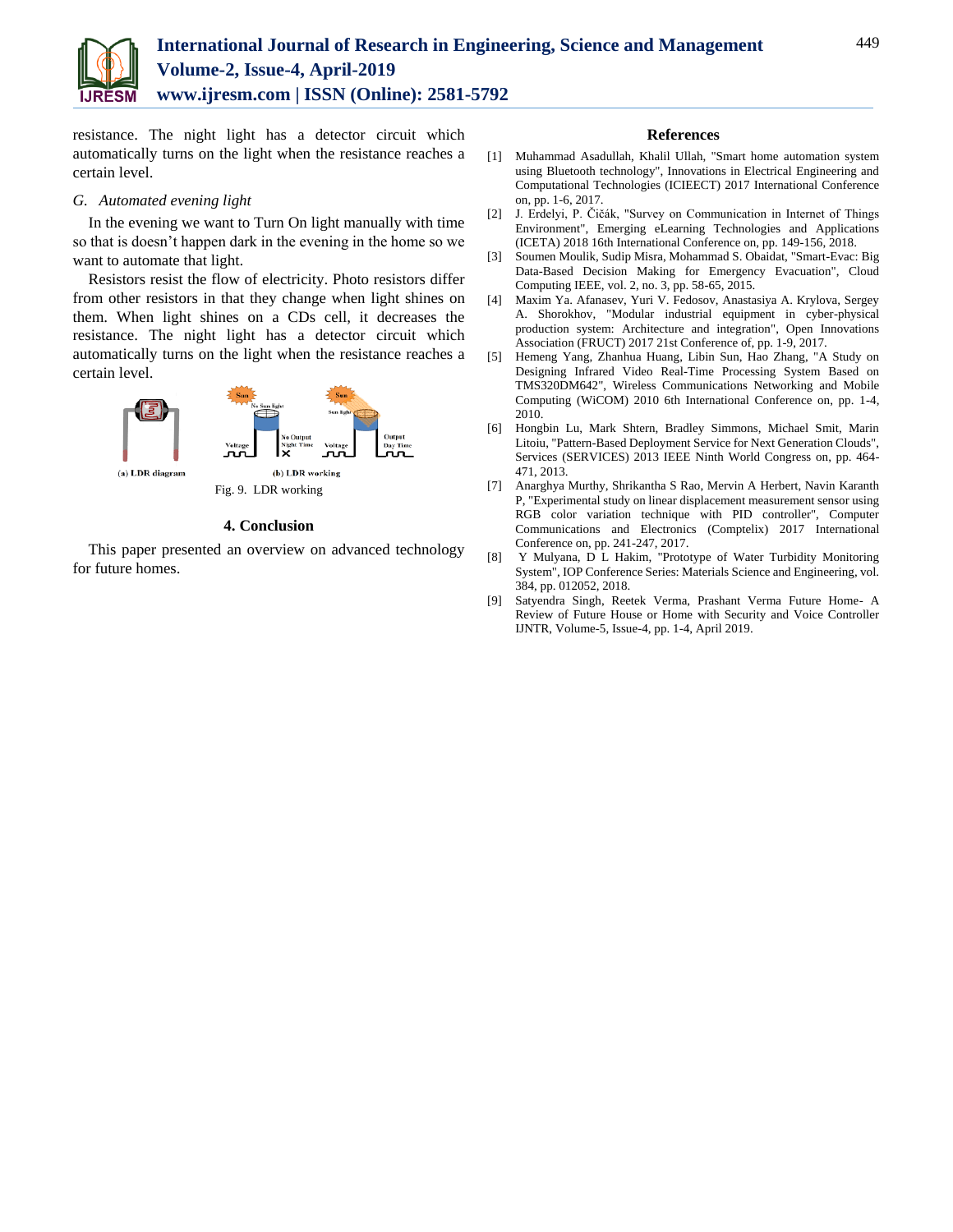resistance. The night light has a detector circuit which automatically turns on the light when the resistance reaches a certain level.

### *G. Automated evening light*

In the evening we want to Turn On light manually with time so that is doesn't happen dark in the evening in the home so we want to automate that light.

Resistors resist the flow of electricity. Photo resistors differ from other resistors in that they change when light shines on them. When light shines on a CDs cell, it decreases the resistance. The night light has a detector circuit which automatically turns on the light when the resistance reaches a certain level.

(a) LDR diagram

Sun
No Sun light
Voltage
No Output
Night Time

Sun
Sun light
Voltage
Output
Day Time

(b) LDR working

Fig. 9. LDR working

## 4. Conclusion

This paper presented an overview on advanced technology for future homes.

## References

[1] Muhammad Asadullah, Khalil Ullah, "Smart home automation system using Bluetooth technology", Innovations in Electrical Engineering and Computational Technologies (ICIEECT) 2017 International Conference on, pp. 1-6, 2017.

[2] J. Erdelyi, P. Čičák, "Survey on Communication in Internet of Things Environment", Emerging eLearning Technologies and Applications (ICETA) 2018 16th International Conference on, pp. 149-156, 2018.

[3] Soumen Moulik, Sudip Misra, Mohammad S. Obaidat, "Smart-Evac: Big Data-Based Decision Making for Emergency Evacuation", Cloud Computing IEEE, vol. 2, no. 3, pp. 58-65, 2015.

[4] Maxim Ya. Afanasev, Yuri V. Fedosov, Anastasiya A. Krylova, Sergey A. Shorokhov, "Modular industrial equipment in cyber-physical production system: Architecture and integration", Open Innovations Association (FRUCT) 2017 21st Conference of, pp. 1-9, 2017.

[5] Hemeng Yang, Zhanhua Huang, Libin Sun, Hao Zhang, "A Study on Designing Infrared Video Real-Time Processing System Based on TMS320DM642", Wireless Communications Networking and Mobile Computing (WiCOM) 2010 6th International Conference on, pp. 1-4, 2010.

[6] Hongbin Lu, Mark Shtern, Bradley Simmons, Michael Smit, Marin Litoiu, "Pattern-Based Deployment Service for Next Generation Clouds", Services (SERVICES) 2013 IEEE Ninth World Congress on, pp. 464-471, 2013.

[7] Anarghya Murthy, Shrikantha S Rao, Mervin A Herbert, Navin Karanth P, "Experimental study on linear displacement measurement sensor using RGB color variation technique with PID controller", Computer Communications and Electronics (Comptelix) 2017 International Conference on, pp. 241-247, 2017.

[8] Y Mulyana, D L Hakim, "Prototype of Water Turbidity Monitoring System", IOP Conference Series: Materials Science and Engineering, vol. 384, pp. 012052, 2018.

[9] Satyendra Singh, Reetek Verma, Prashant Verma Future Home- A Review of Future House or Home with Security and Voice Controller IJNTR, Volume-5, Issue-4, pp. 1-4, April 2019.